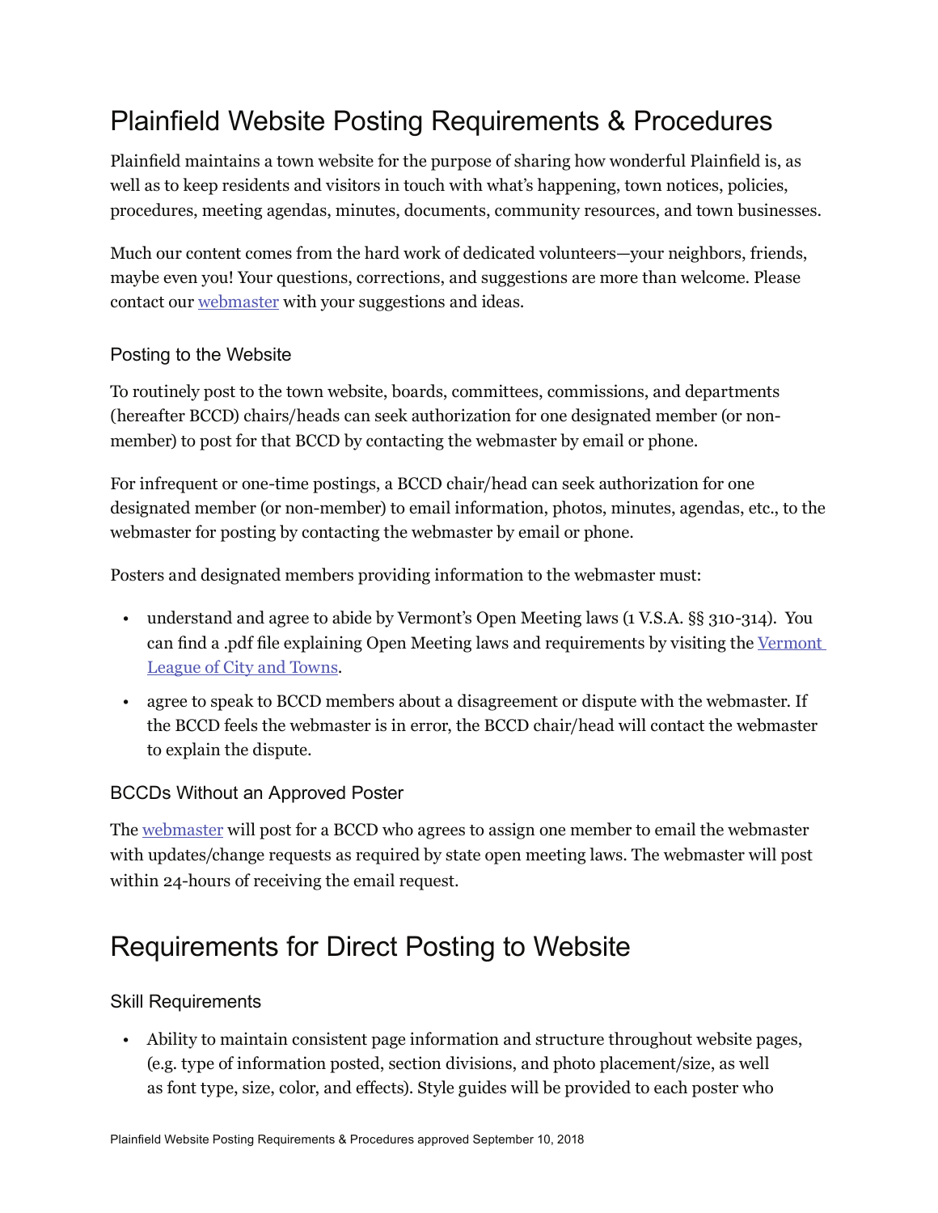# Plainfield Website Posting Requirements & Procedures

Plainfield maintains a town website for the purpose of sharing how wonderful Plainfield is, as well as to keep residents and visitors in touch with what's happening, town notices, policies, procedures, meeting agendas, minutes, documents, community resources, and town businesses.

Much our content comes from the hard work of dedicated volunteers—your neighbors, friends, maybe even you! Your questions, corrections, and suggestions are more than welcome. Please contact our webmaster with your suggestions and ideas.

### Posting to the Website

To routinely post to the town website, boards, committees, commissions, and departments (hereafter BCCD) chairs/heads can seek authorization for one designated member (or non-member) to post for that BCCD by contacting the webmaster by email or phone.

For infrequent or one-time postings, a BCCD chair/head can seek authorization for one designated member (or non-member) to email information, photos, minutes, agendas, etc., to the webmaster for posting by contacting the webmaster by email or phone.

Posters and designated members providing information to the webmaster must:

- understand and agree to abide by Vermont's Open Meeting laws (1 V.S.A. §§ 310-314). You can find a .pdf file explaining Open Meeting laws and requirements by visiting the Vermont League of City and Towns.
- agree to speak to BCCD members about a disagreement or dispute with the webmaster. If the BCCD feels the webmaster is in error, the BCCD chair/head will contact the webmaster to explain the dispute.

### BCCDs Without an Approved Poster

The webmaster will post for a BCCD who agrees to assign one member to email the webmaster with updates/change requests as required by state open meeting laws. The webmaster will post within 24-hours of receiving the email request.

# Requirements for Direct Posting to Website

### Skill Requirements

- Ability to maintain consistent page information and structure throughout website pages, (e.g. type of information posted, section divisions, and photo placement/size, as well as font type, size, color, and effects). Style guides will be provided to each poster who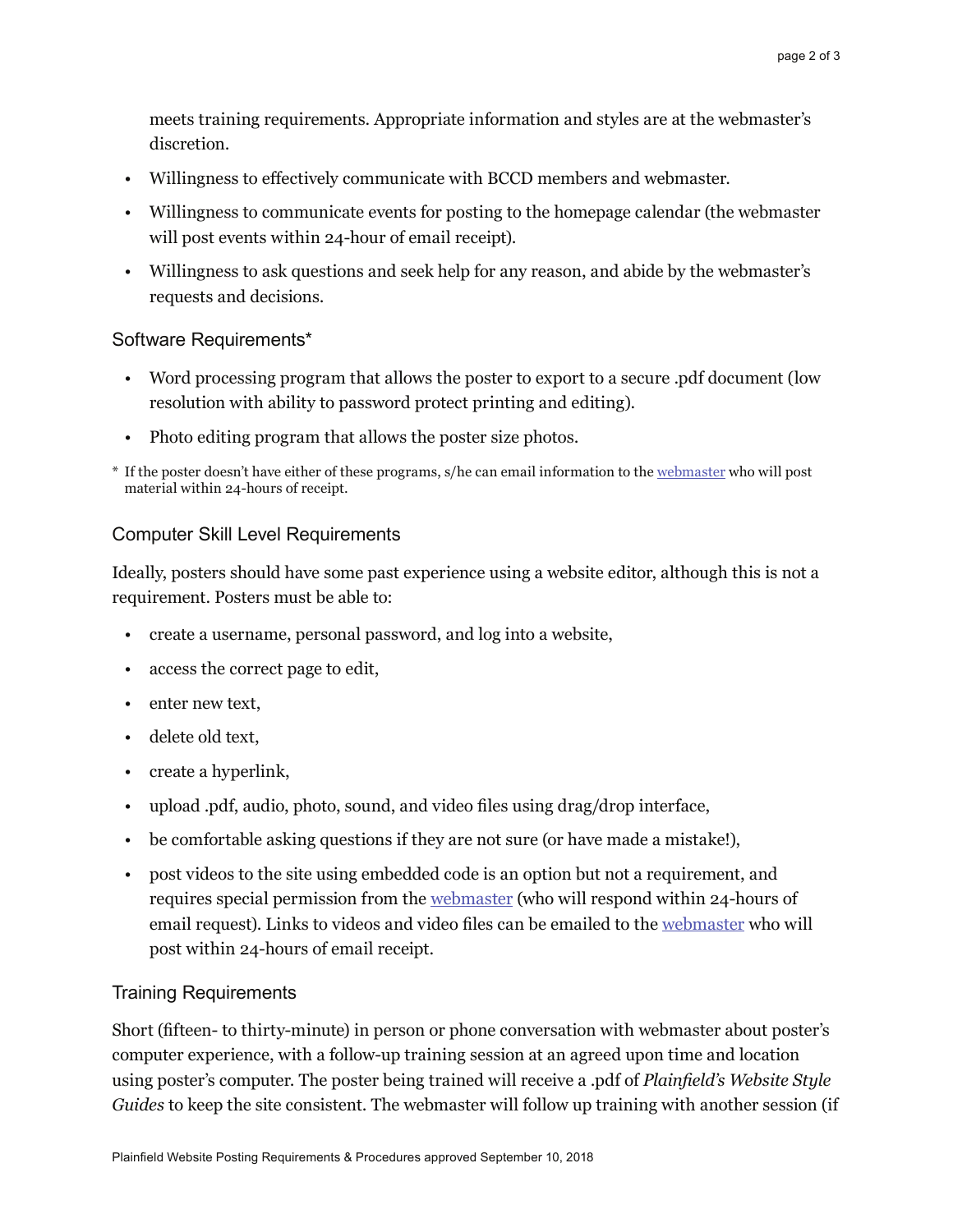meets training requirements. Appropriate information and styles are at the webmaster's discretion.

- Willingness to effectively communicate with BCCD members and webmaster.
- Willingness to communicate events for posting to the homepage calendar (the webmaster will post events within 24-hour of email receipt).
- Willingness to ask questions and seek help for any reason, and abide by the webmaster's requests and decisions.

### Software Requirements*

- Word processing program that allows the poster to export to a secure .pdf document (low resolution with ability to password protect printing and editing).
- Photo editing program that allows the poster size photos.

\* If the poster doesn't have either of these programs, s/he can email information to the webmaster who will post material within 24-hours of receipt.

### Computer Skill Level Requirements

Ideally, posters should have some past experience using a website editor, although this is not a requirement. Posters must be able to:

- create a username, personal password, and log into a website,
- access the correct page to edit,
- enter new text,
- delete old text,
- create a hyperlink,
- upload .pdf, audio, photo, sound, and video files using drag/drop interface,
- be comfortable asking questions if they are not sure (or have made a mistake!),
- post videos to the site using embedded code is an option but not a requirement, and requires special permission from the webmaster (who will respond within 24-hours of email request). Links to videos and video files can be emailed to the webmaster who will post within 24-hours of email receipt.

### Training Requirements

Short (fifteen- to thirty-minute) in person or phone conversation with webmaster about poster's computer experience, with a follow-up training session at an agreed upon time and location using poster's computer. The poster being trained will receive a .pdf of *Plainfield's Website Style Guides* to keep the site consistent. The webmaster will follow up training with another session (if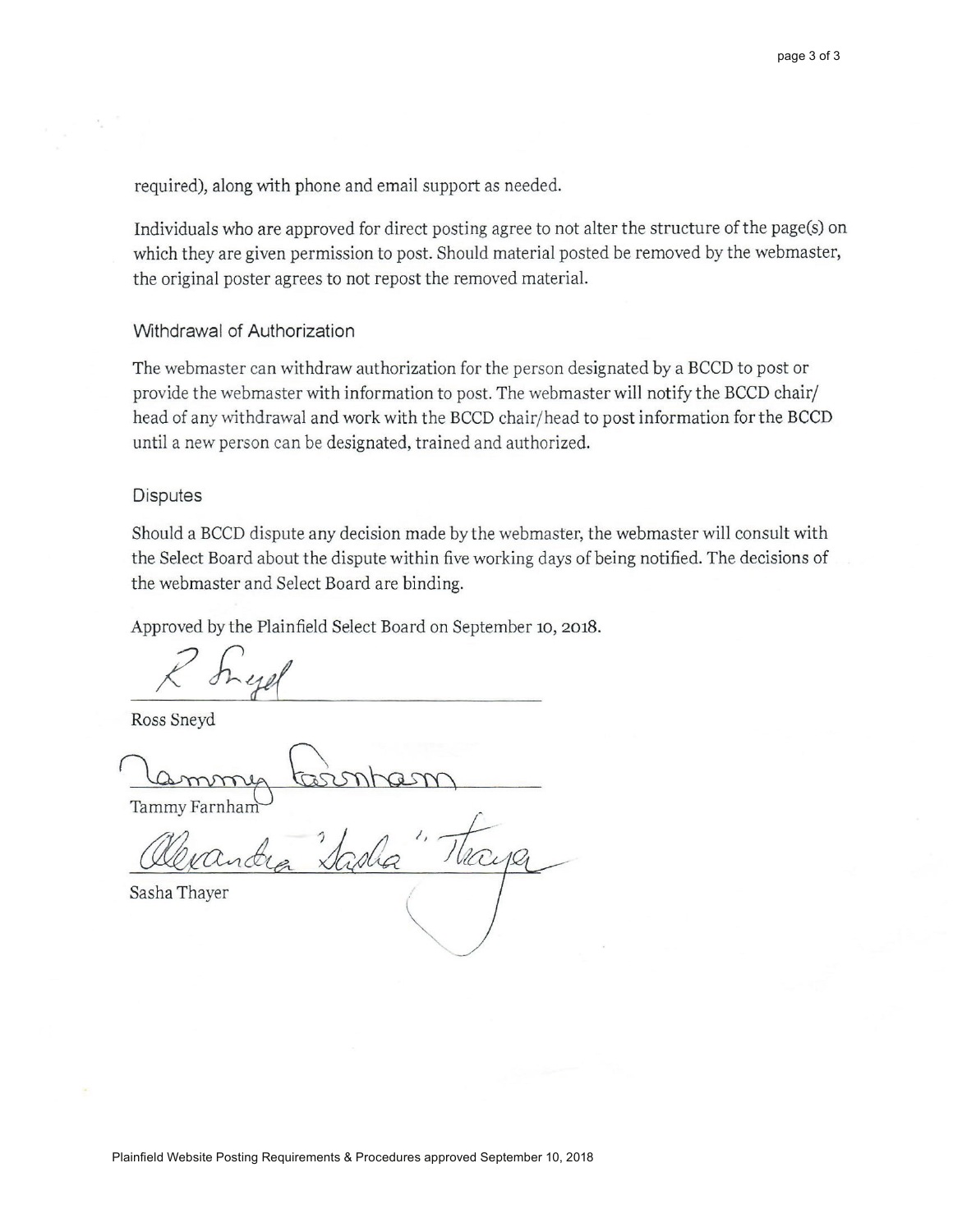required), along with phone and email support as needed.

Individuals who are approved for direct posting agree to not alter the structure of the page(s) on which they are given permission to post. Should material posted be removed by the webmaster, the original poster agrees to not repost the removed material.

### Withdrawal of Authorization

The webmaster can withdraw authorization for the person designated by a BCCD to post or provide the webmaster with information to post. The webmaster will notify the BCCD chair/head of any withdrawal and work with the BCCD chair/head to post information for the BCCD until a new person can be designated, trained and authorized.

### Disputes

Should a BCCD dispute any decision made by the webmaster, the webmaster will consult with the Select Board about the dispute within five working days of being notified. The decisions of the webmaster and Select Board are binding.

Approved by the Plainfield Select Board on September 10, 2018.

Ross Sneyd

Tammy Farnham

Sasha Thayer